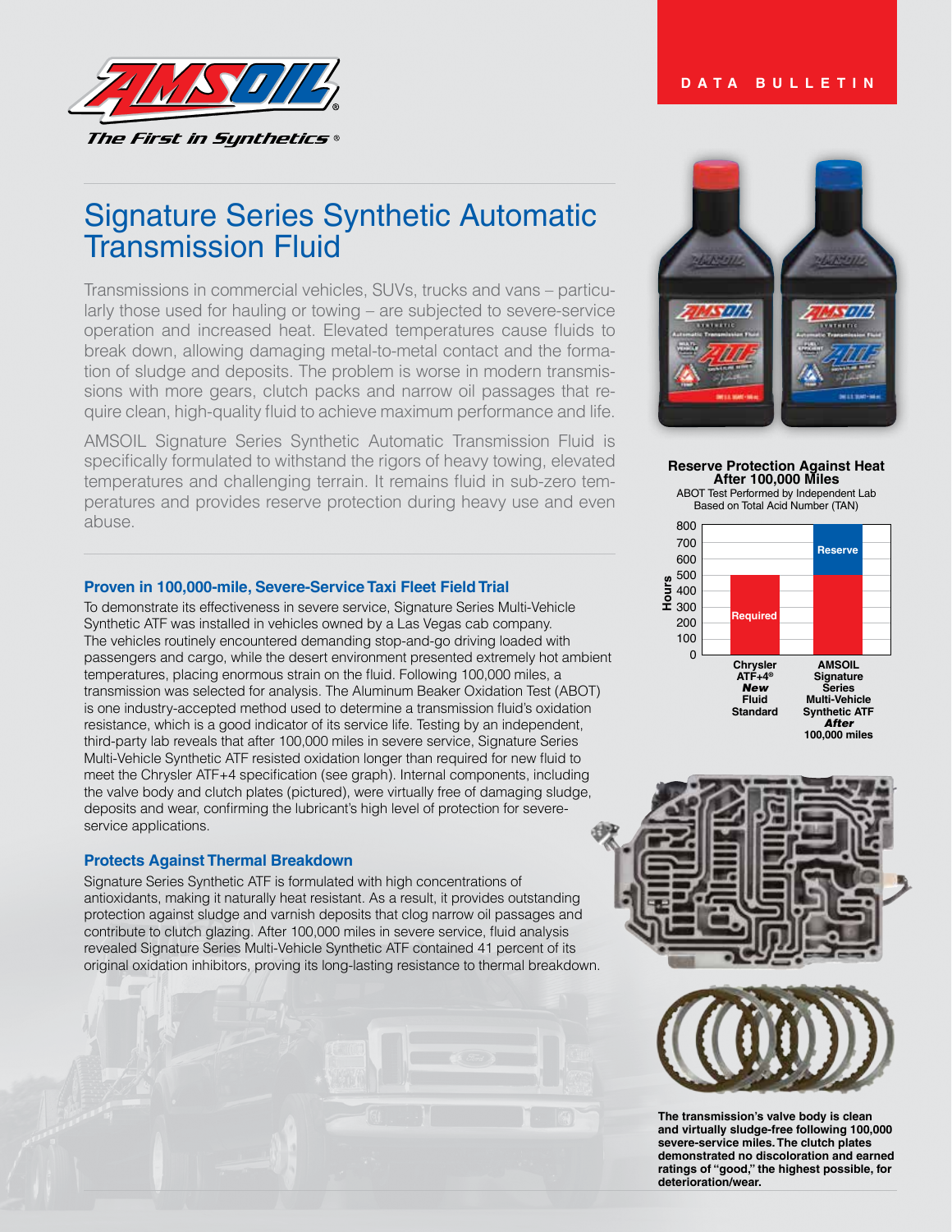AMSOIL

*The First in Synthetics®*

DATA BULLETIN

# Signature Series Synthetic Automatic Transmission Fluid

Transmissions in commercial vehicles, SUVs, trucks and vans – particularly those used for hauling or towing – are subjected to severe-service operation and increased heat. Elevated temperatures cause fluids to break down, allowing damaging metal-to-metal contact and the formation of sludge and deposits. The problem is worse in modern transmissions with more gears, clutch packs and narrow oil passages that require clean, high-quality fluid to achieve maximum performance and life.

AMSOIL Signature Series Synthetic Automatic Transmission Fluid is specifically formulated to withstand the rigors of heavy towing, elevated temperatures and challenging terrain. It remains fluid in sub-zero temperatures and provides reserve protection during heavy use and even abuse.

## Proven in 100,000-mile, Severe-Service Taxi Fleet Field Trial

To demonstrate its effectiveness in severe service, Signature Series Multi-Vehicle Synthetic ATF was installed in vehicles owned by a Las Vegas cab company. The vehicles routinely encountered demanding stop-and-go driving loaded with passengers and cargo, while the desert environment presented extremely hot ambient temperatures, placing enormous strain on the fluid. Following 100,000 miles, a transmission was selected for analysis. The Aluminum Beaker Oxidation Test (ABOT) is one industry-accepted method used to determine a transmission fluid's oxidation resistance, which is a good indicator of its service life. Testing by an independent, third-party lab reveals that after 100,000 miles in severe service, Signature Series Multi-Vehicle Synthetic ATF resisted oxidation longer than required for new fluid to meet the Chrysler ATF+4 specification (see graph). Internal components, including the valve body and clutch plates (pictured), were virtually free of damaging sludge, deposits and wear, confirming the lubricant's high level of protection for severe-service applications.

## Protects Against Thermal Breakdown

Signature Series Synthetic ATF is formulated with high concentrations of antioxidants, making it naturally heat resistant. As a result, it provides outstanding protection against sludge and varnish deposits that clog narrow oil passages and contribute to clutch glazing. After 100,000 miles in severe service, fluid analysis revealed Signature Series Multi-Vehicle Synthetic ATF contained 41 percent of its original oxidation inhibitors, proving its long-lasting resistance to thermal breakdown.

**Reserve Protection Against Heat After 100,000 Miles**

ABOT Test Performed by Independent Lab Based on Total Acid Number (TAN)

| | Chrysler ATF+4® *New* Fluid Standard | AMSOIL Signature Series Multi-Vehicle Synthetic ATF *After* 100,000 miles |
|---|---|---|
| Hours | Required (~500) | Required (~500) + Reserve (to ~750) |

**The transmission's valve body is clean and virtually sludge-free following 100,000 severe-service miles. The clutch plates demonstrated no discoloration and earned ratings of "good," the highest possible, for deterioration/wear.**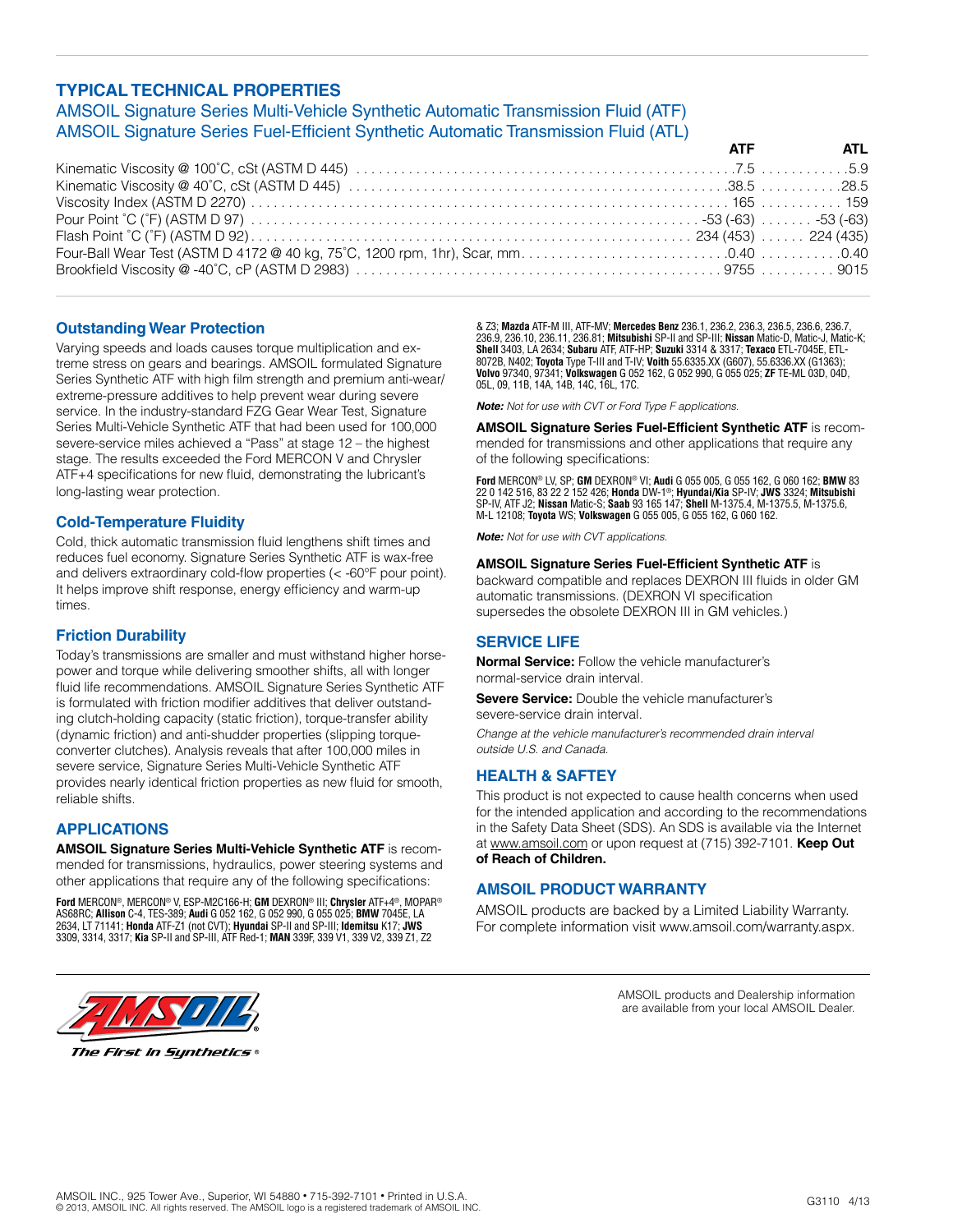## TYPICAL TECHNICAL PROPERTIES

### AMSOIL Signature Series Multi-Vehicle Synthetic Automatic Transmission Fluid (ATF)
### AMSOIL Signature Series Fuel-Efficient Synthetic Automatic Transmission Fluid (ATL)

| | ATF | ATL |
|---|---|---|
| Kinematic Viscosity @ 100˚C, cSt (ASTM D 445) | 7.5 | 5.9 |
| Kinematic Viscosity @ 40˚C, cSt (ASTM D 445) | 38.5 | 28.5 |
| Viscosity Index (ASTM D 2270) | 165 | 159 |
| Pour Point ˚C (˚F) (ASTM D 97) | -53 (-63) | -53 (-63) |
| Flash Point ˚C (˚F) (ASTM D 92) | 234 (453) | 224 (435) |
| Four-Ball Wear Test (ASTM D 4172 @ 40 kg, 75˚C, 1200 rpm, 1hr), Scar, mm | 0.40 | 0.40 |
| Brookfield Viscosity @ -40˚C, cP (ASTM D 2983) | 9755 | 9015 |

### Outstanding Wear Protection

Varying speeds and loads causes torque multiplication and extreme stress on gears and bearings. AMSOIL formulated Signature Series Synthetic ATF with high film strength and premium anti-wear/extreme-pressure additives to help prevent wear during severe service. In the industry-standard FZG Gear Wear Test, Signature Series Multi-Vehicle Synthetic ATF that had been used for 100,000 severe-service miles achieved a "Pass" at stage 12 – the highest stage. The results exceeded the Ford MERCON V and Chrysler ATF+4 specifications for new fluid, demonstrating the lubricant's long-lasting wear protection.

### Cold-Temperature Fluidity

Cold, thick automatic transmission fluid lengthens shift times and reduces fuel economy. Signature Series Synthetic ATF is wax-free and delivers extraordinary cold-flow properties (< -60ºF pour point). It helps improve shift response, energy efficiency and warm-up times.

### Friction Durability

Today's transmissions are smaller and must withstand higher horsepower and torque while delivering smoother shifts, all with longer fluid life recommendations. AMSOIL Signature Series Synthetic ATF is formulated with friction modifier additives that deliver outstanding clutch-holding capacity (static friction), torque-transfer ability (dynamic friction) and anti-shudder properties (slipping torque-converter clutches). Analysis reveals that after 100,000 miles in severe service, Signature Series Multi-Vehicle Synthetic ATF provides nearly identical friction properties as new fluid for smooth, reliable shifts.

## APPLICATIONS

**AMSOIL Signature Series Multi-Vehicle Synthetic ATF** is recommended for transmissions, hydraulics, power steering systems and other applications that require any of the following specifications:

**Ford** MERCON®, MERCON® V, ESP-M2C166-H; **GM** DEXRON® III; **Chrysler** ATF+4®, MOPAR® AS68RC; **Allison** C-4, TES-389; **Audi** G 052 162, G 052 990, G 055 025; **BMW** 7045E, LA 2634, LT 71141; **Honda** ATF-Z1 (not CVT); **Hyundai** SP-II and SP-III; **Idemitsu** K17; **JWS** 3309, 3314, 3317; **Kia** SP-II and SP-III, ATF Red-1; **MAN** 339F, 339 V1, 339 V2, 339 Z1, Z2 & Z3; **Mazda** ATF-M III, ATF-MV; **Mercedes Benz** 236.1, 236.2, 236.3, 236.5, 236.6, 236.7, 236.9, 236.10, 236.11, 236.81; **Mitsubishi** SP-II and SP-III; **Nissan** Matic-D, Matic-J, Matic-K; **Shell** 3403, LA 2634; **Subaru** ATF, ATF-HP; **Suzuki** 3314 & 3317; **Texaco** ETL-7045E, ETL-8072B, N402; **Toyota** Type T-III and T-IV; **Voith** 55.6335.XX (G607), 55.6336.XX (G1363); **Volvo** 97340, 97341; **Volkswagen** G 052 162, G 052 990, G 055 025; **ZF** TE-ML 03D, 04D, 05L, 09, 11B, 14A, 14B, 14C, 16L, 17C.

***Note:*** *Not for use with CVT or Ford Type F applications.*

**AMSOIL Signature Series Fuel-Efficient Synthetic ATF** is recommended for transmissions and other applications that require any of the following specifications:

**Ford** MERCON® LV, SP; **GM** DEXRON® VI; **Audi** G 055 005, G 055 162, G 060 162; **BMW** 83 22 0 142 516, 83 22 2 152 426; **Honda** DW-1®; **Hyundai/Kia** SP-IV; **JWS** 3324; **Mitsubishi** SP-IV, ATF J2; **Nissan** Matic-S; **Saab** 93 165 147; **Shell** M-1375.4, M-1375.5, M-1375.6, M-L 12108; **Toyota** WS; **Volkswagen** G 055 005, G 055 162, G 060 162.

***Note:*** *Not for use with CVT applications.*

**AMSOIL Signature Series Fuel-Efficient Synthetic ATF** is backward compatible and replaces DEXRON III fluids in older GM automatic transmissions. (DEXRON VI specification supersedes the obsolete DEXRON III in GM vehicles.)

## SERVICE LIFE

**Normal Service:** Follow the vehicle manufacturer's normal-service drain interval.

**Severe Service:** Double the vehicle manufacturer's severe-service drain interval.

*Change at the vehicle manufacturer's recommended drain interval outside U.S. and Canada.*

## HEALTH & SAFTEY

This product is not expected to cause health concerns when used for the intended application and according to the recommendations in the Safety Data Sheet (SDS). An SDS is available via the Internet at www.amsoil.com or upon request at (715) 392-7101. **Keep Out of Reach of Children.**

## AMSOIL PRODUCT WARRANTY

AMSOIL products are backed by a Limited Liability Warranty. For complete information visit www.amsoil.com/warranty.aspx.

AMSOIL

The First in Synthetics®

AMSOIL products and Dealership information are available from your local AMSOIL Dealer.

AMSOIL INC., 925 Tower Ave., Superior, WI 54880 • 715-392-7101 • Printed in U.S.A.
© 2013, AMSOIL INC. All rights reserved. The AMSOIL logo is a registered trademark of AMSOIL INC.

G3110 4/13